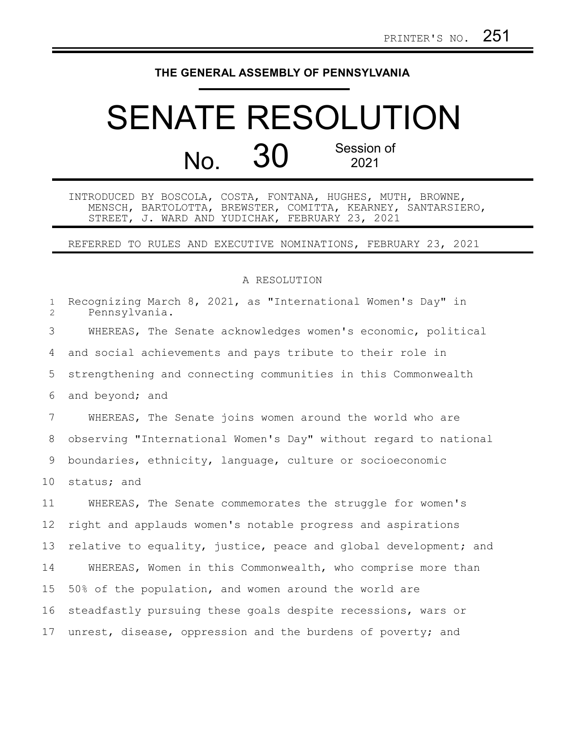PRINTER'S NO. 251

THE GENERAL ASSEMBLY OF PENNSYLVANIA

# SENATE RESOLUTION

## No. 30 Session of 2021

INTRODUCED BY BOSCOLA, COSTA, FONTANA, HUGHES, MUTH, BROWNE, MENSCH, BARTOLOTTA, BREWSTER, COMITTA, KEARNEY, SANTARSIERO, STREET, J. WARD AND YUDICHAK, FEBRUARY 23, 2021

REFERRED TO RULES AND EXECUTIVE NOMINATIONS, FEBRUARY 23, 2021

A RESOLUTION

Recognizing March 8, 2021, as "International Women's Day" in Pennsylvania.

WHEREAS, The Senate acknowledges women's economic, political and social achievements and pays tribute to their role in strengthening and connecting communities in this Commonwealth and beyond; and

WHEREAS, The Senate joins women around the world who are observing "International Women's Day" without regard to national boundaries, ethnicity, language, culture or socioeconomic status; and

WHEREAS, The Senate commemorates the struggle for women's right and applauds women's notable progress and aspirations relative to equality, justice, peace and global development; and

WHEREAS, Women in this Commonwealth, who comprise more than 50% of the population, and women around the world are steadfastly pursuing these goals despite recessions, wars or unrest, disease, oppression and the burdens of poverty; and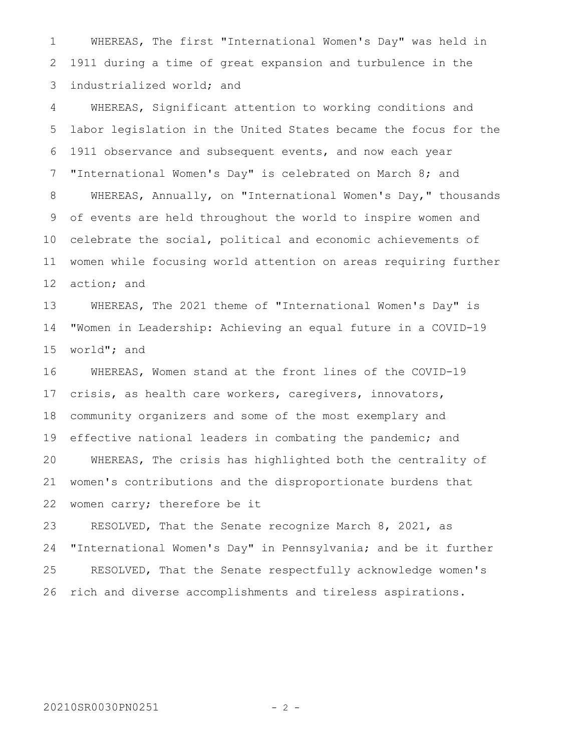WHEREAS, The first "International Women's Day" was held in 1911 during a time of great expansion and turbulence in the industrialized world; and

WHEREAS, Significant attention to working conditions and labor legislation in the United States became the focus for the 1911 observance and subsequent events, and now each year "International Women's Day" is celebrated on March 8; and

WHEREAS, Annually, on "International Women's Day," thousands of events are held throughout the world to inspire women and celebrate the social, political and economic achievements of women while focusing world attention on areas requiring further action; and

WHEREAS, The 2021 theme of "International Women's Day" is "Women in Leadership: Achieving an equal future in a COVID-19 world"; and

WHEREAS, Women stand at the front lines of the COVID-19 crisis, as health care workers, caregivers, innovators, community organizers and some of the most exemplary and effective national leaders in combating the pandemic; and

WHEREAS, The crisis has highlighted both the centrality of women's contributions and the disproportionate burdens that women carry; therefore be it

RESOLVED, That the Senate recognize March 8, 2021, as "International Women's Day" in Pennsylvania; and be it further

RESOLVED, That the Senate respectfully acknowledge women's rich and diverse accomplishments and tireless aspirations.